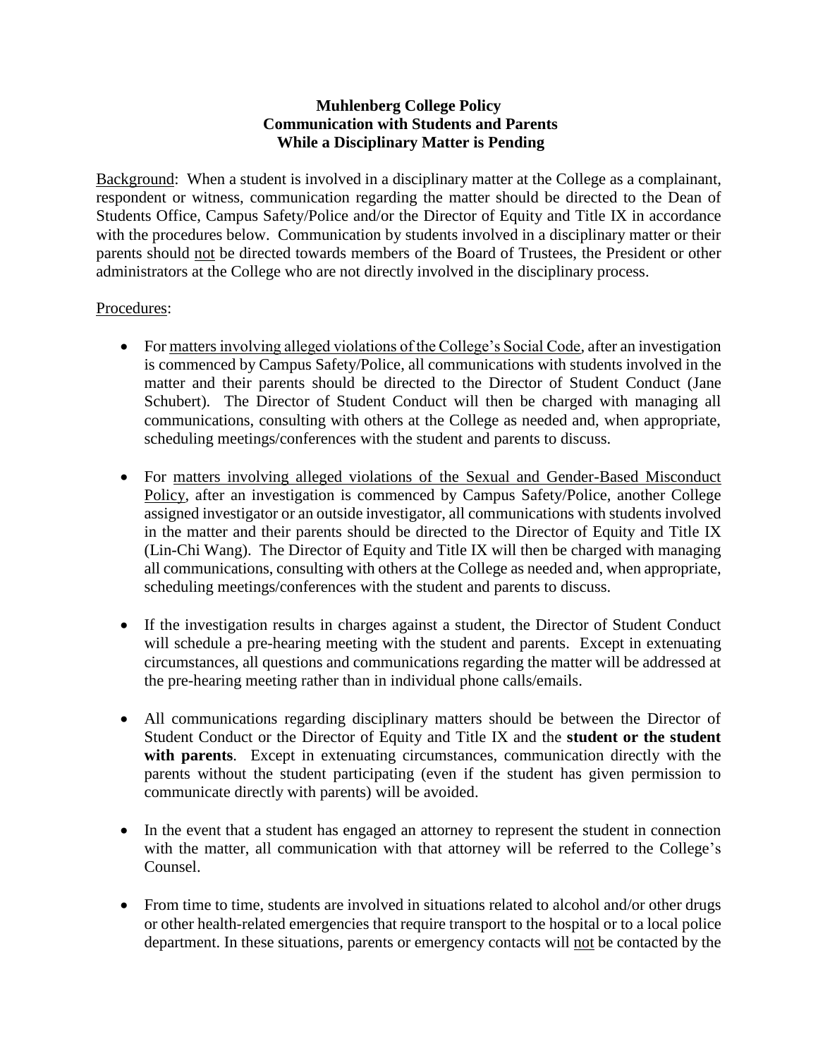**Muhlenberg College Policy**
**Communication with Students and Parents**
**While a Disciplinary Matter is Pending**

Background: When a student is involved in a disciplinary matter at the College as a complainant, respondent or witness, communication regarding the matter should be directed to the Dean of Students Office, Campus Safety/Police and/or the Director of Equity and Title IX in accordance with the procedures below. Communication by students involved in a disciplinary matter or their parents should not be directed towards members of the Board of Trustees, the President or other administrators at the College who are not directly involved in the disciplinary process.

Procedures:

- For matters involving alleged violations of the College's Social Code, after an investigation is commenced by Campus Safety/Police, all communications with students involved in the matter and their parents should be directed to the Director of Student Conduct (Jane Schubert). The Director of Student Conduct will then be charged with managing all communications, consulting with others at the College as needed and, when appropriate, scheduling meetings/conferences with the student and parents to discuss.

- For matters involving alleged violations of the Sexual and Gender-Based Misconduct Policy, after an investigation is commenced by Campus Safety/Police, another College assigned investigator or an outside investigator, all communications with students involved in the matter and their parents should be directed to the Director of Equity and Title IX (Lin-Chi Wang). The Director of Equity and Title IX will then be charged with managing all communications, consulting with others at the College as needed and, when appropriate, scheduling meetings/conferences with the student and parents to discuss.

- If the investigation results in charges against a student, the Director of Student Conduct will schedule a pre-hearing meeting with the student and parents. Except in extenuating circumstances, all questions and communications regarding the matter will be addressed at the pre-hearing meeting rather than in individual phone calls/emails.

- All communications regarding disciplinary matters should be between the Director of Student Conduct or the Director of Equity and Title IX and the **student or the student with parents**. Except in extenuating circumstances, communication directly with the parents without the student participating (even if the student has given permission to communicate directly with parents) will be avoided.

- In the event that a student has engaged an attorney to represent the student in connection with the matter, all communication with that attorney will be referred to the College's Counsel.

- From time to time, students are involved in situations related to alcohol and/or other drugs or other health-related emergencies that require transport to the hospital or to a local police department. In these situations, parents or emergency contacts will not be contacted by the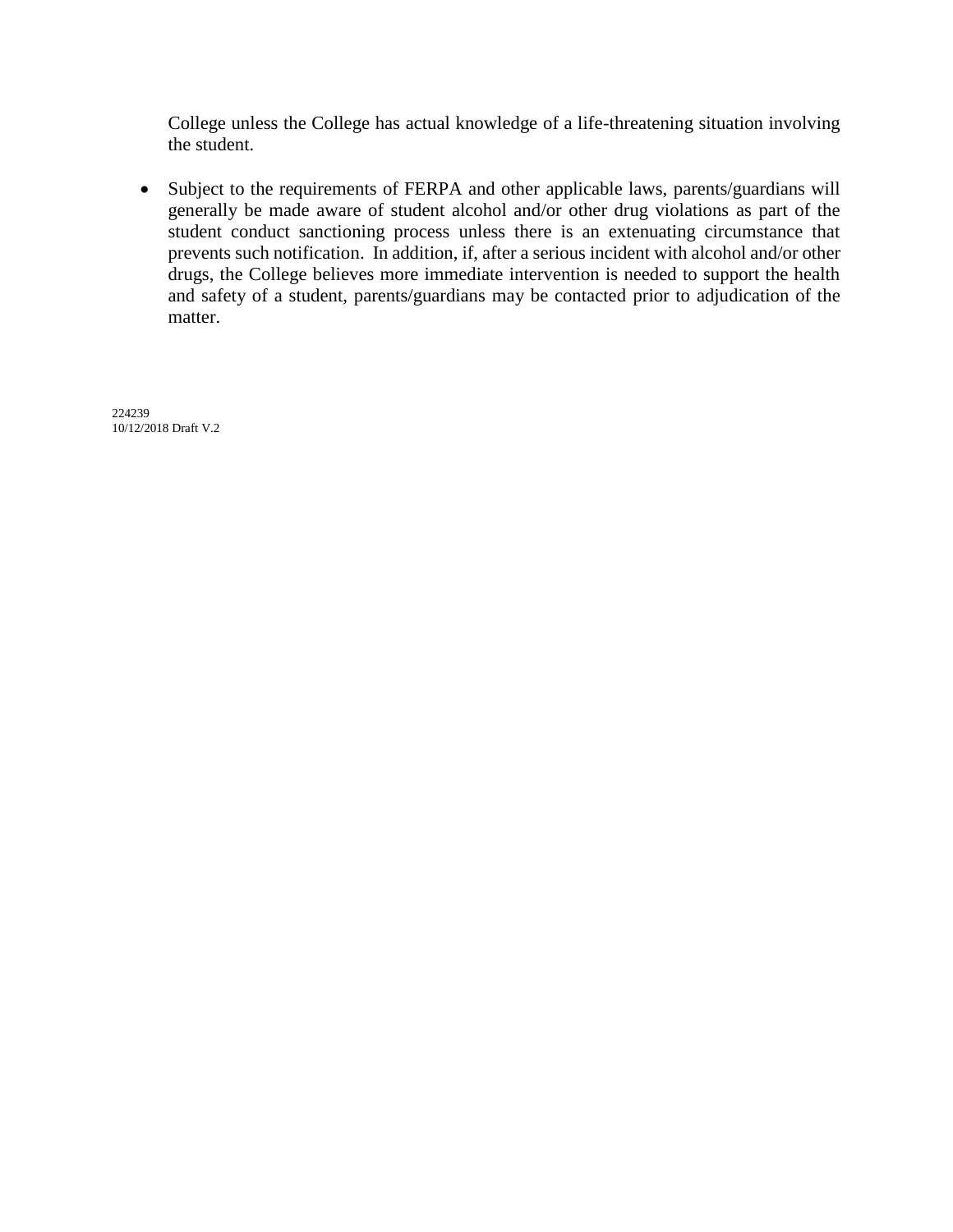College unless the College has actual knowledge of a life-threatening situation involving the student.

- Subject to the requirements of FERPA and other applicable laws, parents/guardians will generally be made aware of student alcohol and/or other drug violations as part of the student conduct sanctioning process unless there is an extenuating circumstance that prevents such notification. In addition, if, after a serious incident with alcohol and/or other drugs, the College believes more immediate intervention is needed to support the health and safety of a student, parents/guardians may be contacted prior to adjudication of the matter.

224239
10/12/2018 Draft V.2